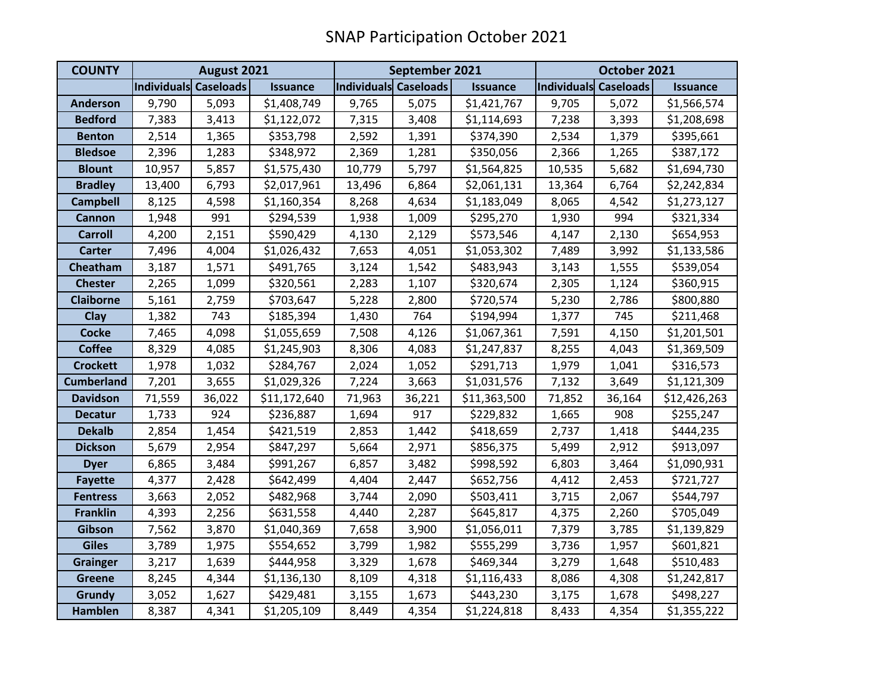# SNAP Participation October 2021

| COUNTY | August 2021 | | | September 2021 | | | October 2021 | | |
|---|---|---|---|---|---|---|---|---|---|
| | Individuals | Caseloads | Issuance | Individuals | Caseloads | Issuance | Individuals | Caseloads | Issuance |
| Anderson | 9,790 | 5,093 | $1,408,749 | 9,765 | 5,075 | $1,421,767 | 9,705 | 5,072 | $1,566,574 |
| Bedford | 7,383 | 3,413 | $1,122,072 | 7,315 | 3,408 | $1,114,693 | 7,238 | 3,393 | $1,208,698 |
| Benton | 2,514 | 1,365 | $353,798 | 2,592 | 1,391 | $374,390 | 2,534 | 1,379 | $395,661 |
| Bledsoe | 2,396 | 1,283 | $348,972 | 2,369 | 1,281 | $350,056 | 2,366 | 1,265 | $387,172 |
| Blount | 10,957 | 5,857 | $1,575,430 | 10,779 | 5,797 | $1,564,825 | 10,535 | 5,682 | $1,694,730 |
| Bradley | 13,400 | 6,793 | $2,017,961 | 13,496 | 6,864 | $2,061,131 | 13,364 | 6,764 | $2,242,834 |
| Campbell | 8,125 | 4,598 | $1,160,354 | 8,268 | 4,634 | $1,183,049 | 8,065 | 4,542 | $1,273,127 |
| Cannon | 1,948 | 991 | $294,539 | 1,938 | 1,009 | $295,270 | 1,930 | 994 | $321,334 |
| Carroll | 4,200 | 2,151 | $590,429 | 4,130 | 2,129 | $573,546 | 4,147 | 2,130 | $654,953 |
| Carter | 7,496 | 4,004 | $1,026,432 | 7,653 | 4,051 | $1,053,302 | 7,489 | 3,992 | $1,133,586 |
| Cheatham | 3,187 | 1,571 | $491,765 | 3,124 | 1,542 | $483,943 | 3,143 | 1,555 | $539,054 |
| Chester | 2,265 | 1,099 | $320,561 | 2,283 | 1,107 | $320,674 | 2,305 | 1,124 | $360,915 |
| Claiborne | 5,161 | 2,759 | $703,647 | 5,228 | 2,800 | $720,574 | 5,230 | 2,786 | $800,880 |
| Clay | 1,382 | 743 | $185,394 | 1,430 | 764 | $194,994 | 1,377 | 745 | $211,468 |
| Cocke | 7,465 | 4,098 | $1,055,659 | 7,508 | 4,126 | $1,067,361 | 7,591 | 4,150 | $1,201,501 |
| Coffee | 8,329 | 4,085 | $1,245,903 | 8,306 | 4,083 | $1,247,837 | 8,255 | 4,043 | $1,369,509 |
| Crockett | 1,978 | 1,032 | $284,767 | 2,024 | 1,052 | $291,713 | 1,979 | 1,041 | $316,573 |
| Cumberland | 7,201 | 3,655 | $1,029,326 | 7,224 | 3,663 | $1,031,576 | 7,132 | 3,649 | $1,121,309 |
| Davidson | 71,559 | 36,022 | $11,172,640 | 71,963 | 36,221 | $11,363,500 | 71,852 | 36,164 | $12,426,263 |
| Decatur | 1,733 | 924 | $236,887 | 1,694 | 917 | $229,832 | 1,665 | 908 | $255,247 |
| Dekalb | 2,854 | 1,454 | $421,519 | 2,853 | 1,442 | $418,659 | 2,737 | 1,418 | $444,235 |
| Dickson | 5,679 | 2,954 | $847,297 | 5,664 | 2,971 | $856,375 | 5,499 | 2,912 | $913,097 |
| Dyer | 6,865 | 3,484 | $991,267 | 6,857 | 3,482 | $998,592 | 6,803 | 3,464 | $1,090,931 |
| Fayette | 4,377 | 2,428 | $642,499 | 4,404 | 2,447 | $652,756 | 4,412 | 2,453 | $721,727 |
| Fentress | 3,663 | 2,052 | $482,968 | 3,744 | 2,090 | $503,411 | 3,715 | 2,067 | $544,797 |
| Franklin | 4,393 | 2,256 | $631,558 | 4,440 | 2,287 | $645,817 | 4,375 | 2,260 | $705,049 |
| Gibson | 7,562 | 3,870 | $1,040,369 | 7,658 | 3,900 | $1,056,011 | 7,379 | 3,785 | $1,139,829 |
| Giles | 3,789 | 1,975 | $554,652 | 3,799 | 1,982 | $555,299 | 3,736 | 1,957 | $601,821 |
| Grainger | 3,217 | 1,639 | $444,958 | 3,329 | 1,678 | $469,344 | 3,279 | 1,648 | $510,483 |
| Greene | 8,245 | 4,344 | $1,136,130 | 8,109 | 4,318 | $1,116,433 | 8,086 | 4,308 | $1,242,817 |
| Grundy | 3,052 | 1,627 | $429,481 | 3,155 | 1,673 | $443,230 | 3,175 | 1,678 | $498,227 |
| Hamblen | 8,387 | 4,341 | $1,205,109 | 8,449 | 4,354 | $1,224,818 | 8,433 | 4,354 | $1,355,222 |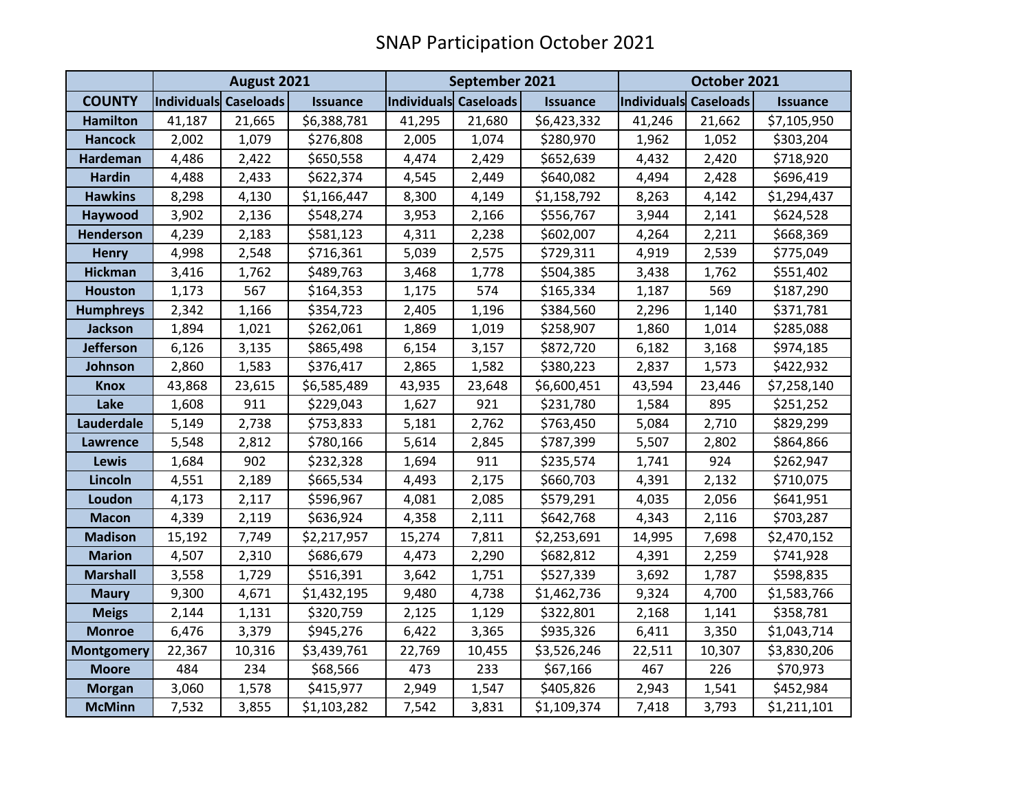# SNAP Participation October 2021

| | August 2021 | | | September 2021 | | | October 2021 | | |
|---|---|---|---|---|---|---|---|---|---|
| COUNTY | Individuals | Caseloads | Issuance | Individuals | Caseloads | Issuance | Individuals | Caseloads | Issuance |
| Hamilton | 41,187 | 21,665 | $6,388,781 | 41,295 | 21,680 | $6,423,332 | 41,246 | 21,662 | $7,105,950 |
| Hancock | 2,002 | 1,079 | $276,808 | 2,005 | 1,074 | $280,970 | 1,962 | 1,052 | $303,204 |
| Hardeman | 4,486 | 2,422 | $650,558 | 4,474 | 2,429 | $652,639 | 4,432 | 2,420 | $718,920 |
| Hardin | 4,488 | 2,433 | $622,374 | 4,545 | 2,449 | $640,082 | 4,494 | 2,428 | $696,419 |
| Hawkins | 8,298 | 4,130 | $1,166,447 | 8,300 | 4,149 | $1,158,792 | 8,263 | 4,142 | $1,294,437 |
| Haywood | 3,902 | 2,136 | $548,274 | 3,953 | 2,166 | $556,767 | 3,944 | 2,141 | $624,528 |
| Henderson | 4,239 | 2,183 | $581,123 | 4,311 | 2,238 | $602,007 | 4,264 | 2,211 | $668,369 |
| Henry | 4,998 | 2,548 | $716,361 | 5,039 | 2,575 | $729,311 | 4,919 | 2,539 | $775,049 |
| Hickman | 3,416 | 1,762 | $489,763 | 3,468 | 1,778 | $504,385 | 3,438 | 1,762 | $551,402 |
| Houston | 1,173 | 567 | $164,353 | 1,175 | 574 | $165,334 | 1,187 | 569 | $187,290 |
| Humphreys | 2,342 | 1,166 | $354,723 | 2,405 | 1,196 | $384,560 | 2,296 | 1,140 | $371,781 |
| Jackson | 1,894 | 1,021 | $262,061 | 1,869 | 1,019 | $258,907 | 1,860 | 1,014 | $285,088 |
| Jefferson | 6,126 | 3,135 | $865,498 | 6,154 | 3,157 | $872,720 | 6,182 | 3,168 | $974,185 |
| Johnson | 2,860 | 1,583 | $376,417 | 2,865 | 1,582 | $380,223 | 2,837 | 1,573 | $422,932 |
| Knox | 43,868 | 23,615 | $6,585,489 | 43,935 | 23,648 | $6,600,451 | 43,594 | 23,446 | $7,258,140 |
| Lake | 1,608 | 911 | $229,043 | 1,627 | 921 | $231,780 | 1,584 | 895 | $251,252 |
| Lauderdale | 5,149 | 2,738 | $753,833 | 5,181 | 2,762 | $763,450 | 5,084 | 2,710 | $829,299 |
| Lawrence | 5,548 | 2,812 | $780,166 | 5,614 | 2,845 | $787,399 | 5,507 | 2,802 | $864,866 |
| Lewis | 1,684 | 902 | $232,328 | 1,694 | 911 | $235,574 | 1,741 | 924 | $262,947 |
| Lincoln | 4,551 | 2,189 | $665,534 | 4,493 | 2,175 | $660,703 | 4,391 | 2,132 | $710,075 |
| Loudon | 4,173 | 2,117 | $596,967 | 4,081 | 2,085 | $579,291 | 4,035 | 2,056 | $641,951 |
| Macon | 4,339 | 2,119 | $636,924 | 4,358 | 2,111 | $642,768 | 4,343 | 2,116 | $703,287 |
| Madison | 15,192 | 7,749 | $2,217,957 | 15,274 | 7,811 | $2,253,691 | 14,995 | 7,698 | $2,470,152 |
| Marion | 4,507 | 2,310 | $686,679 | 4,473 | 2,290 | $682,812 | 4,391 | 2,259 | $741,928 |
| Marshall | 3,558 | 1,729 | $516,391 | 3,642 | 1,751 | $527,339 | 3,692 | 1,787 | $598,835 |
| Maury | 9,300 | 4,671 | $1,432,195 | 9,480 | 4,738 | $1,462,736 | 9,324 | 4,700 | $1,583,766 |
| Meigs | 2,144 | 1,131 | $320,759 | 2,125 | 1,129 | $322,801 | 2,168 | 1,141 | $358,781 |
| Monroe | 6,476 | 3,379 | $945,276 | 6,422 | 3,365 | $935,326 | 6,411 | 3,350 | $1,043,714 |
| Montgomery | 22,367 | 10,316 | $3,439,761 | 22,769 | 10,455 | $3,526,246 | 22,511 | 10,307 | $3,830,206 |
| Moore | 484 | 234 | $68,566 | 473 | 233 | $67,166 | 467 | 226 | $70,973 |
| Morgan | 3,060 | 1,578 | $415,977 | 2,949 | 1,547 | $405,826 | 2,943 | 1,541 | $452,984 |
| McMinn | 7,532 | 3,855 | $1,103,282 | 7,542 | 3,831 | $1,109,374 | 7,418 | 3,793 | $1,211,101 |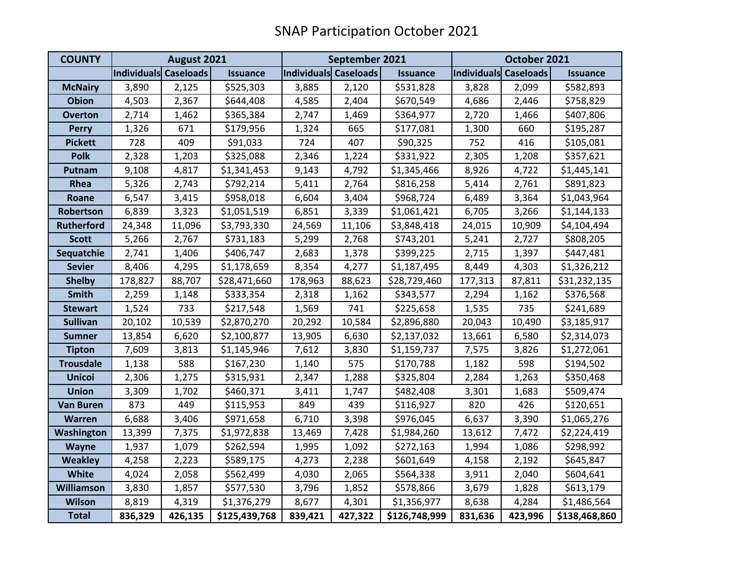# SNAP Participation October 2021

| COUNTY | August 2021 | | | September 2021 | | | October 2021 | | |
|---|---|---|---|---|---|---|---|---|---|
| | Individuals | Caseloads | Issuance | Individuals | Caseloads | Issuance | Individuals | Caseloads | Issuance |
| McNairy | 3,890 | 2,125 | $525,303 | 3,885 | 2,120 | $531,828 | 3,828 | 2,099 | $582,893 |
| Obion | 4,503 | 2,367 | $644,408 | 4,585 | 2,404 | $670,549 | 4,686 | 2,446 | $758,829 |
| Overton | 2,714 | 1,462 | $365,384 | 2,747 | 1,469 | $364,977 | 2,720 | 1,466 | $407,806 |
| Perry | 1,326 | 671 | $179,956 | 1,324 | 665 | $177,081 | 1,300 | 660 | $195,287 |
| Pickett | 728 | 409 | $91,033 | 724 | 407 | $90,325 | 752 | 416 | $105,081 |
| Polk | 2,328 | 1,203 | $325,088 | 2,346 | 1,224 | $331,922 | 2,305 | 1,208 | $357,621 |
| Putnam | 9,108 | 4,817 | $1,341,453 | 9,143 | 4,792 | $1,345,466 | 8,926 | 4,722 | $1,445,141 |
| Rhea | 5,326 | 2,743 | $792,214 | 5,411 | 2,764 | $816,258 | 5,414 | 2,761 | $891,823 |
| Roane | 6,547 | 3,415 | $958,018 | 6,604 | 3,404 | $968,724 | 6,489 | 3,364 | $1,043,964 |
| Robertson | 6,839 | 3,323 | $1,051,519 | 6,851 | 3,339 | $1,061,421 | 6,705 | 3,266 | $1,144,133 |
| Rutherford | 24,348 | 11,096 | $3,793,330 | 24,569 | 11,106 | $3,848,418 | 24,015 | 10,909 | $4,104,494 |
| Scott | 5,266 | 2,767 | $731,183 | 5,299 | 2,768 | $743,201 | 5,241 | 2,727 | $808,205 |
| Sequatchie | 2,741 | 1,406 | $406,747 | 2,683 | 1,378 | $399,225 | 2,715 | 1,397 | $447,481 |
| Sevier | 8,406 | 4,295 | $1,178,659 | 8,354 | 4,277 | $1,187,495 | 8,449 | 4,303 | $1,326,212 |
| Shelby | 178,827 | 88,707 | $28,471,660 | 178,963 | 88,623 | $28,729,460 | 177,313 | 87,811 | $31,232,135 |
| Smith | 2,259 | 1,148 | $333,354 | 2,318 | 1,162 | $343,577 | 2,294 | 1,162 | $376,568 |
| Stewart | 1,524 | 733 | $217,548 | 1,569 | 741 | $225,658 | 1,535 | 735 | $241,689 |
| Sullivan | 20,102 | 10,539 | $2,870,270 | 20,292 | 10,584 | $2,896,880 | 20,043 | 10,490 | $3,185,917 |
| Sumner | 13,854 | 6,620 | $2,100,877 | 13,905 | 6,630 | $2,137,032 | 13,661 | 6,580 | $2,314,073 |
| Tipton | 7,609 | 3,813 | $1,145,946 | 7,612 | 3,830 | $1,159,737 | 7,575 | 3,826 | $1,272,061 |
| Trousdale | 1,138 | 588 | $167,230 | 1,140 | 575 | $170,788 | 1,182 | 598 | $194,502 |
| Unicoi | 2,306 | 1,275 | $315,931 | 2,347 | 1,288 | $325,804 | 2,284 | 1,263 | $350,468 |
| Union | 3,309 | 1,702 | $460,371 | 3,411 | 1,747 | $482,408 | 3,301 | 1,683 | $509,474 |
| Van Buren | 873 | 449 | $115,953 | 849 | 439 | $116,927 | 820 | 426 | $120,651 |
| Warren | 6,688 | 3,406 | $971,658 | 6,710 | 3,398 | $976,045 | 6,637 | 3,390 | $1,065,276 |
| Washington | 13,399 | 7,375 | $1,972,838 | 13,469 | 7,428 | $1,984,260 | 13,612 | 7,472 | $2,224,419 |
| Wayne | 1,937 | 1,079 | $262,594 | 1,995 | 1,092 | $272,163 | 1,994 | 1,086 | $298,992 |
| Weakley | 4,258 | 2,223 | $589,175 | 4,273 | 2,238 | $601,649 | 4,158 | 2,192 | $645,847 |
| White | 4,024 | 2,058 | $562,499 | 4,030 | 2,065 | $564,338 | 3,911 | 2,040 | $604,641 |
| Williamson | 3,830 | 1,857 | $577,530 | 3,796 | 1,852 | $578,866 | 3,679 | 1,828 | $613,179 |
| Wilson | 8,819 | 4,319 | $1,376,279 | 8,677 | 4,301 | $1,356,977 | 8,638 | 4,284 | $1,486,564 |
| **Total** | **836,329** | **426,135** | **$125,439,768** | **839,421** | **427,322** | **$126,748,999** | **831,636** | **423,996** | **$138,468,860** |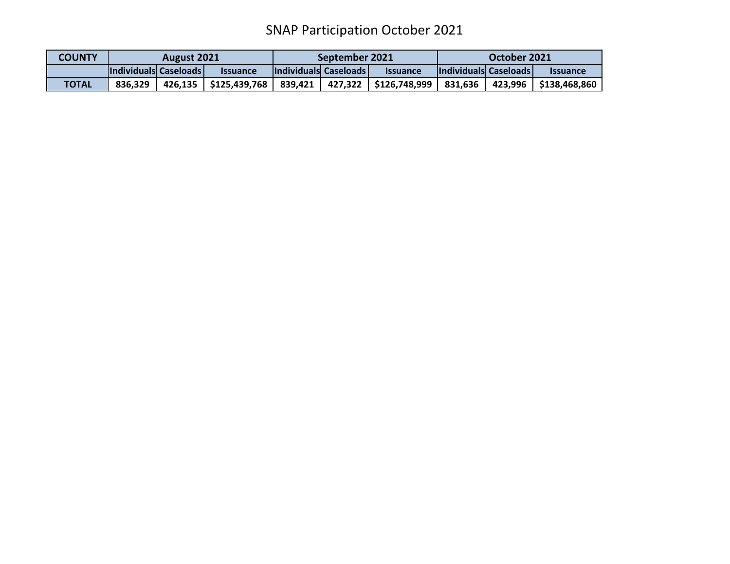# SNAP Participation October 2021

| COUNTY | August 2021 | | | September 2021 | | | October 2021 | | |
|---|---|---|---|---|---|---|---|---|---|
| | Individuals | Caseloads | Issuance | Individuals | Caseloads | Issuance | Individuals | Caseloads | Issuance |
| TOTAL | 836,329 | 426,135 | $125,439,768 | 839,421 | 427,322 | $126,748,999 | 831,636 | 423,996 | $138,468,860 |